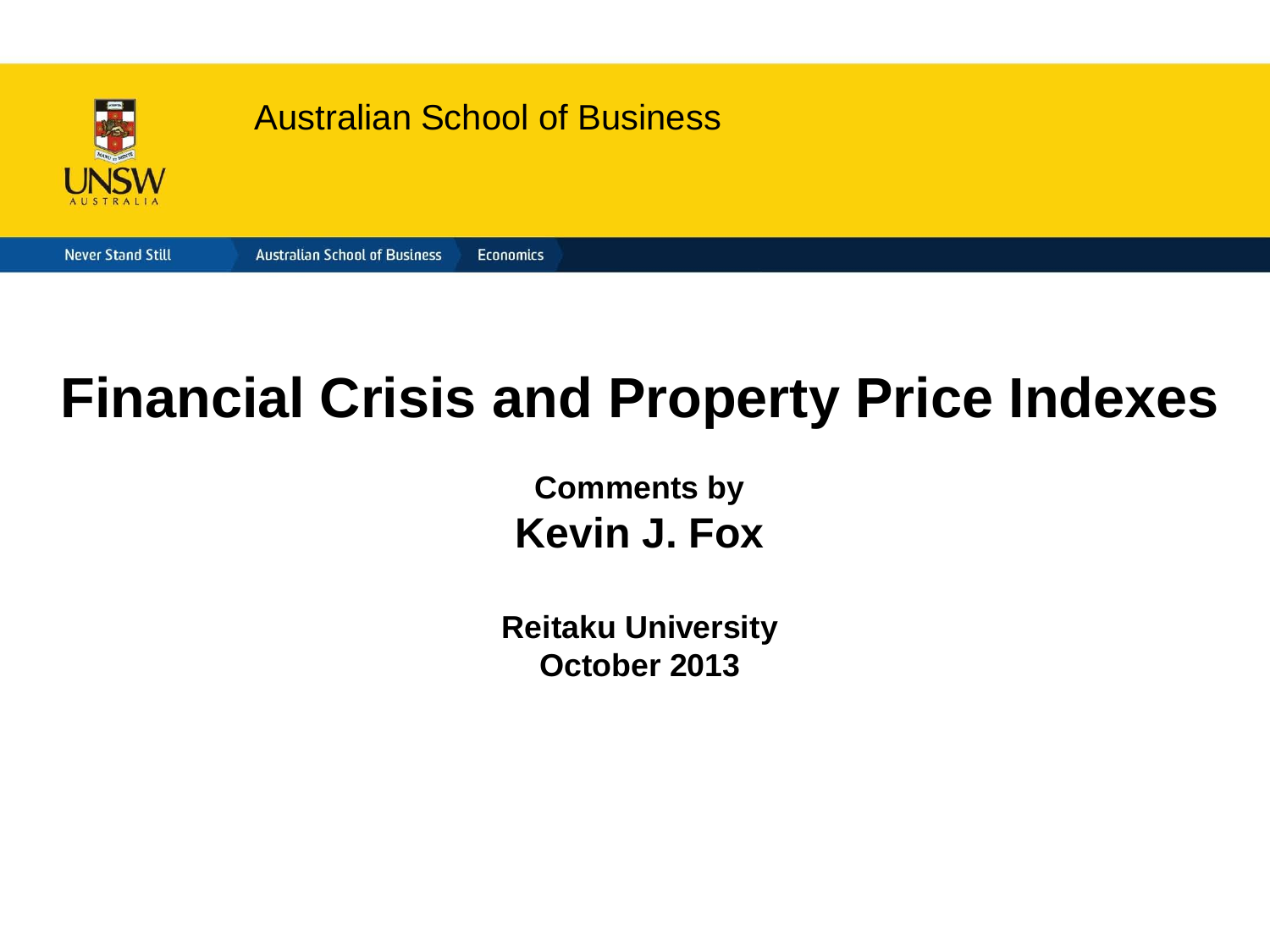Australian School of Business

Never Stand Still | Australian School of Business | Economics

# Financial Crisis and Property Price Indexes

**Comments by**

**Kevin J. Fox**

**Reitaku University**
**October 2013**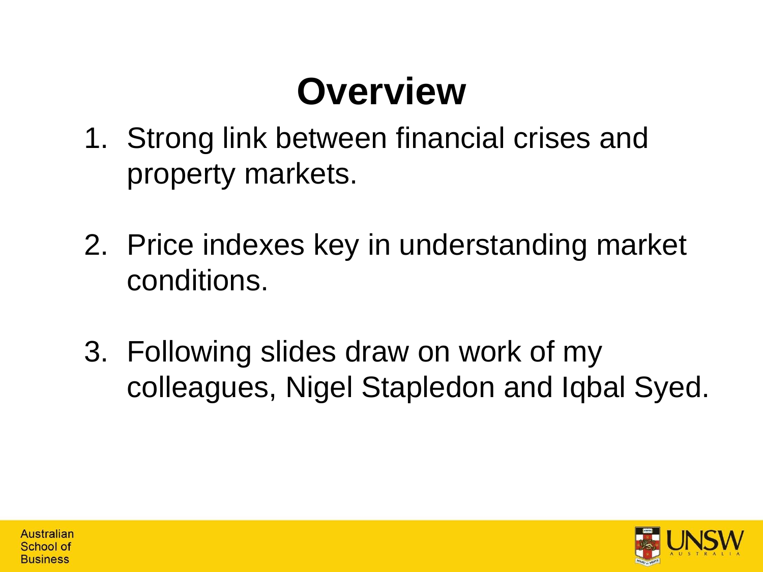# Overview

1. Strong link between financial crises and property markets.
2. Price indexes key in understanding market conditions.
3. Following slides draw on work of my colleagues, Nigel Stapledon and Iqbal Syed.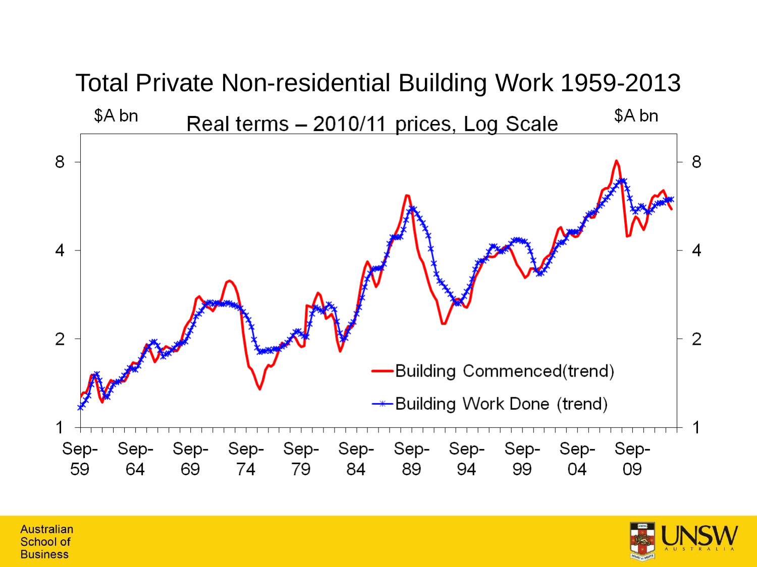# Total Private Non-residential Building Work 1959-2013

Real terms – 2010/11 prices, Log Scale

$A bn

Building Commenced(trend)

Building Work Done (trend)

Sep-59, Sep-64, Sep-69, Sep-74, Sep-79, Sep-84, Sep-89, Sep-94, Sep-99, Sep-04, Sep-09

Australian School of Business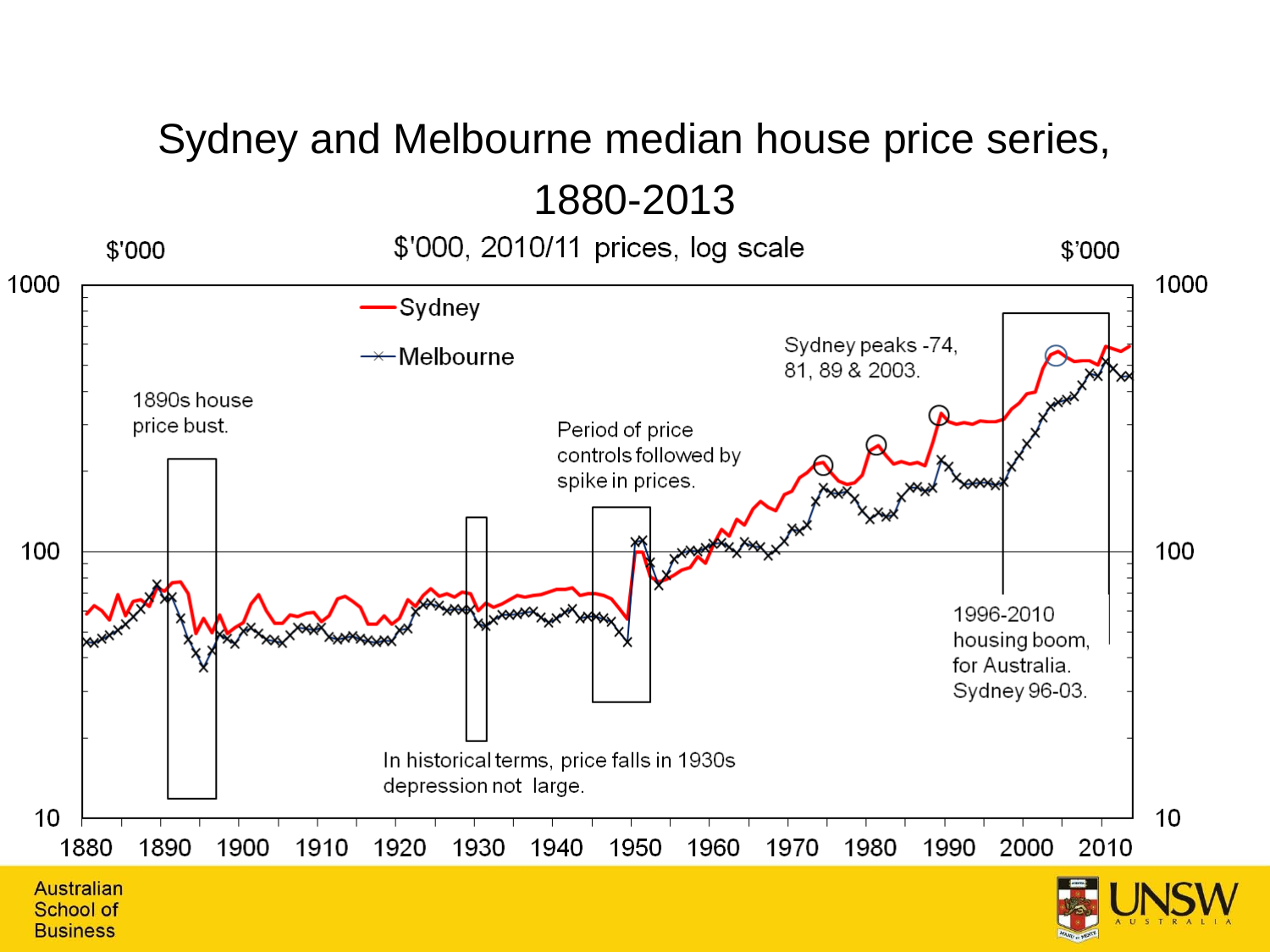# Sydney and Melbourne median house price series, 1880-2013

$'000, 2010/11 prices, log scale

$'000 | $'000

1000 | 100 | 10

- Sydney
- Melbourne

1890s house price bust.

Period of price controls followed by spike in prices.

In historical terms, price falls in 1930s depression not large.

Sydney peaks -74, 81, 89 & 2003.

1996-2010 housing boom, for Australia. Sydney 96-03.

1880 1890 1900 1910 1920 1930 1940 1950 1960 1970 1980 1990 2000 2010

Australian School of Business

UNSW AUSTRALIA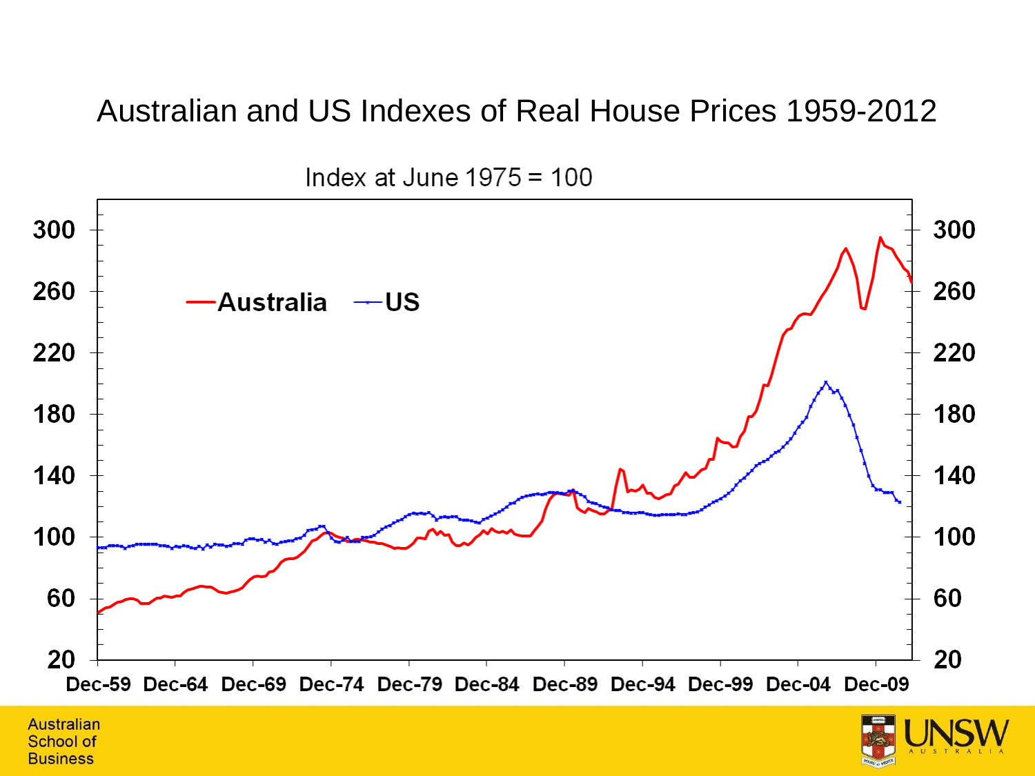# Australian and US Indexes of Real House Prices 1959-2012

Index at June 1975 = 100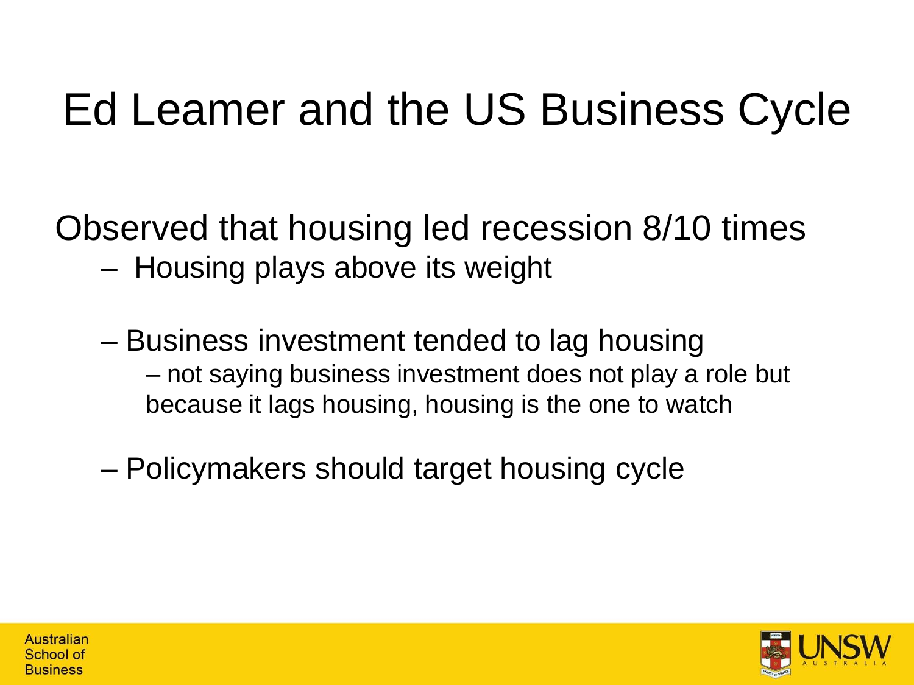# Ed Leamer and the US Business Cycle

Observed that housing led recession 8/10 times

- Housing plays above its weight
- Business investment tended to lag housing
  - not saying business investment does not play a role but because it lags housing, housing is the one to watch
- Policymakers should target housing cycle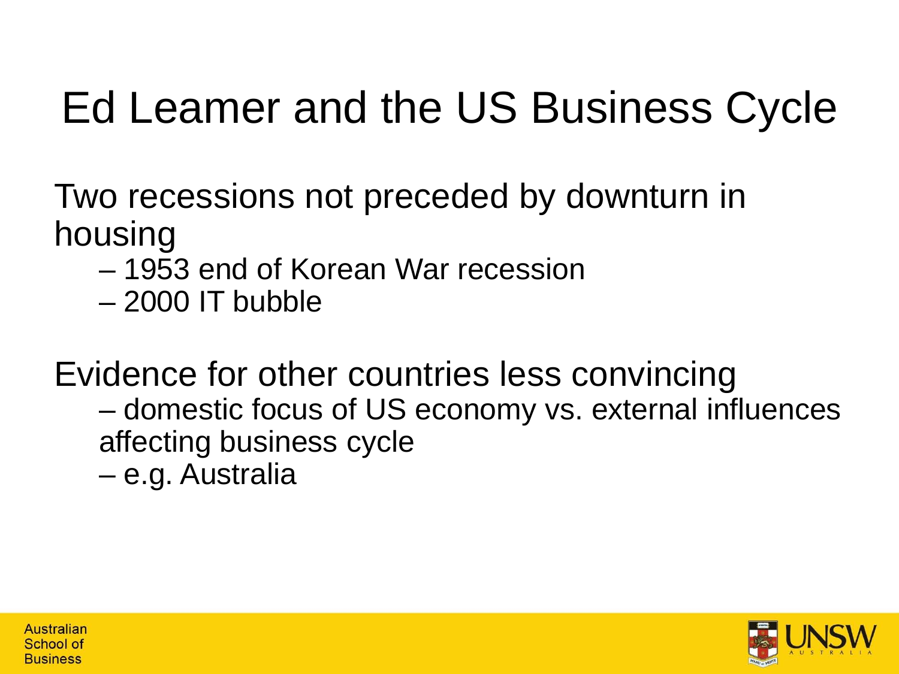# Ed Leamer and the US Business Cycle

Two recessions not preceded by downturn in housing

- 1953 end of Korean War recession
- 2000 IT bubble

Evidence for other countries less convincing

- domestic focus of US economy vs. external influences affecting business cycle
- e.g. Australia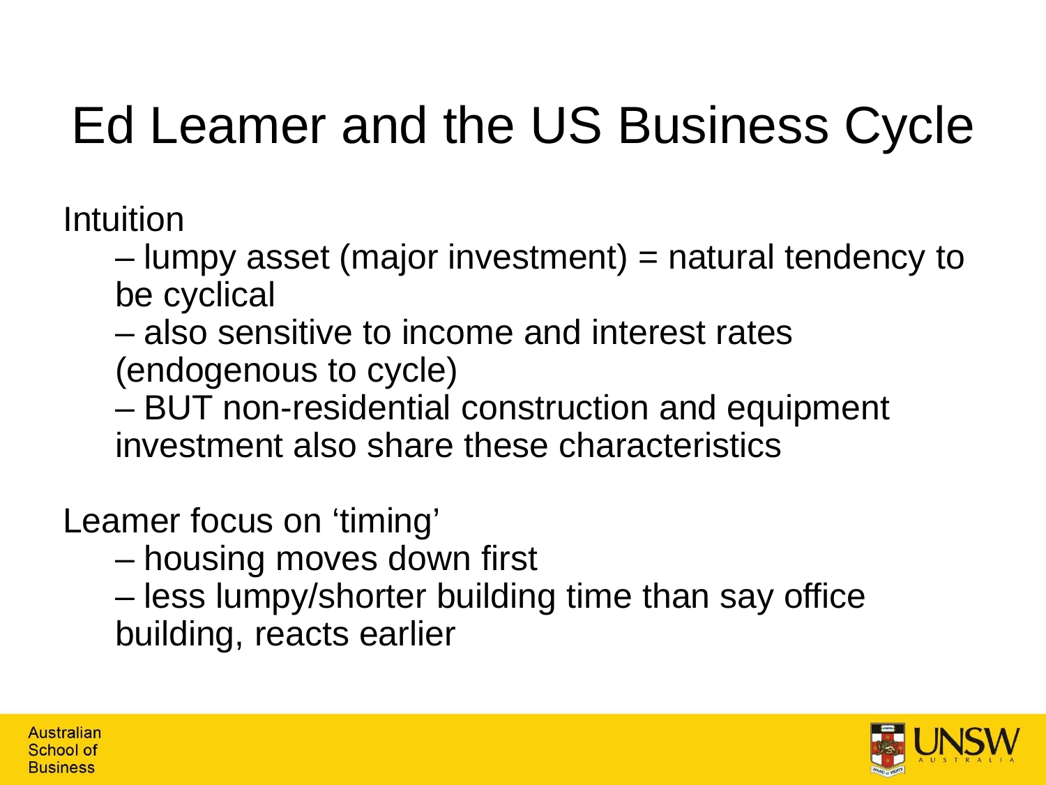# Ed Leamer and the US Business Cycle

Intuition

- lumpy asset (major investment) = natural tendency to be cyclical
- also sensitive to income and interest rates (endogenous to cycle)
- BUT non-residential construction and equipment investment also share these characteristics

Leamer focus on 'timing'

- housing moves down first
- less lumpy/shorter building time than say office building, reacts earlier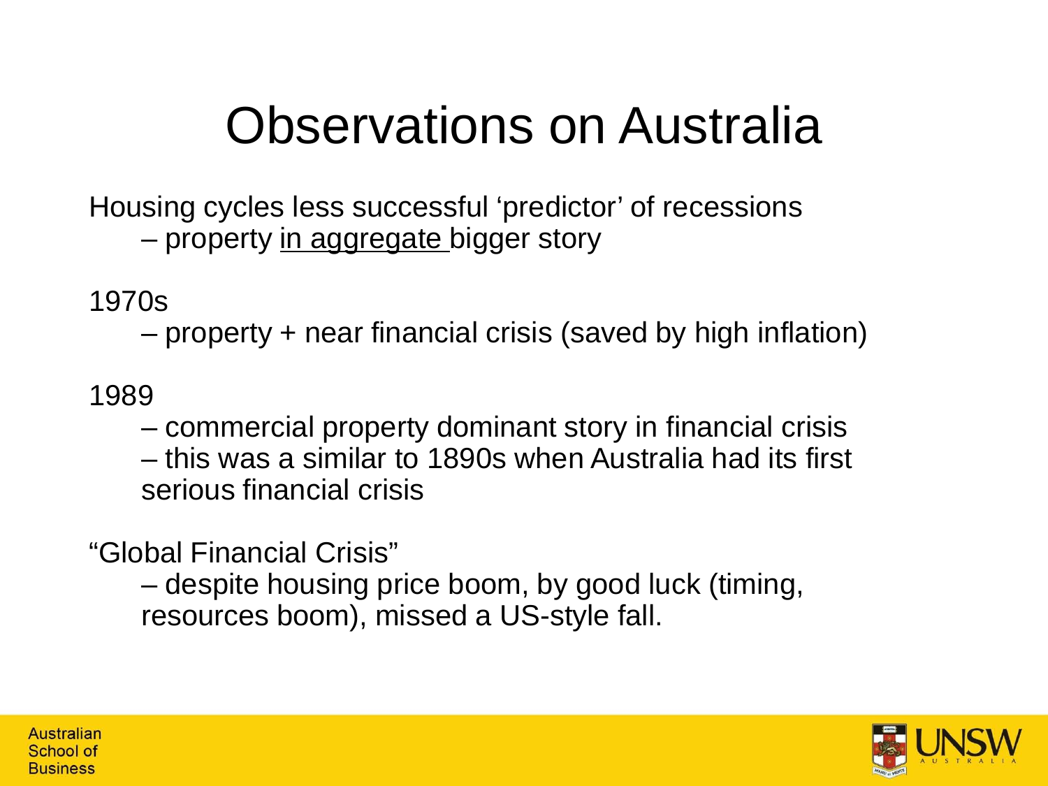# Observations on Australia

Housing cycles less successful 'predictor' of recessions

– property <u>in aggregate</u> bigger story

1970s

– property + near financial crisis (saved by high inflation)

1989

– commercial property dominant story in financial crisis

– this was a similar to 1890s when Australia had its first serious financial crisis

"Global Financial Crisis"

– despite housing price boom, by good luck (timing, resources boom), missed a US-style fall.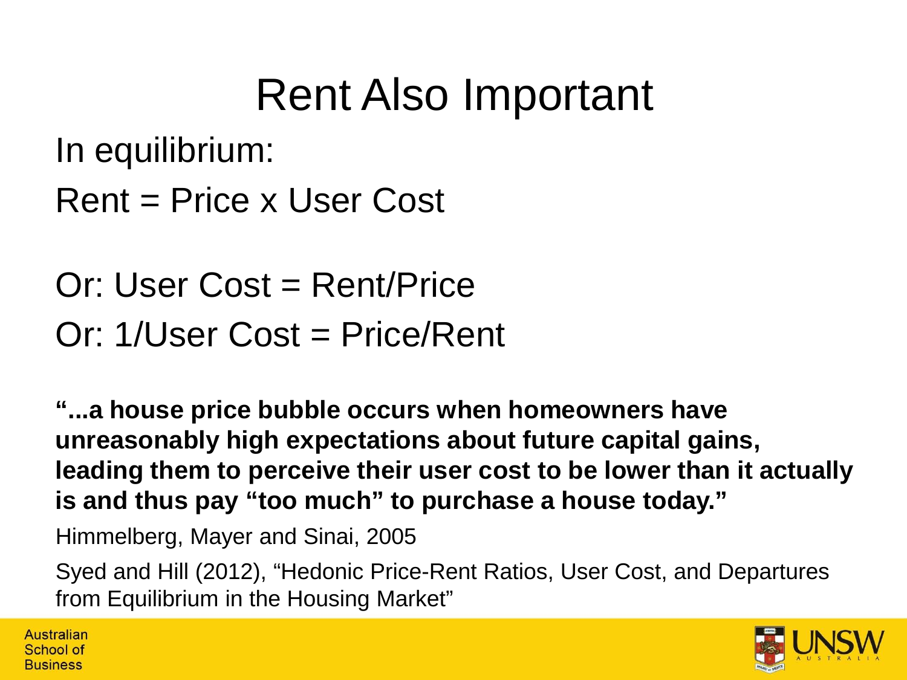# Rent Also Important

In equilibrium:

Rent = Price x User Cost

Or: User Cost = Rent/Price

Or: 1/User Cost = Price/Rent

**"...a house price bubble occurs when homeowners have unreasonably high expectations about future capital gains, leading them to perceive their user cost to be lower than it actually is and thus pay "too much" to purchase a house today."**

Himmelberg, Mayer and Sinai, 2005

Syed and Hill (2012), "Hedonic Price-Rent Ratios, User Cost, and Departures from Equilibrium in the Housing Market"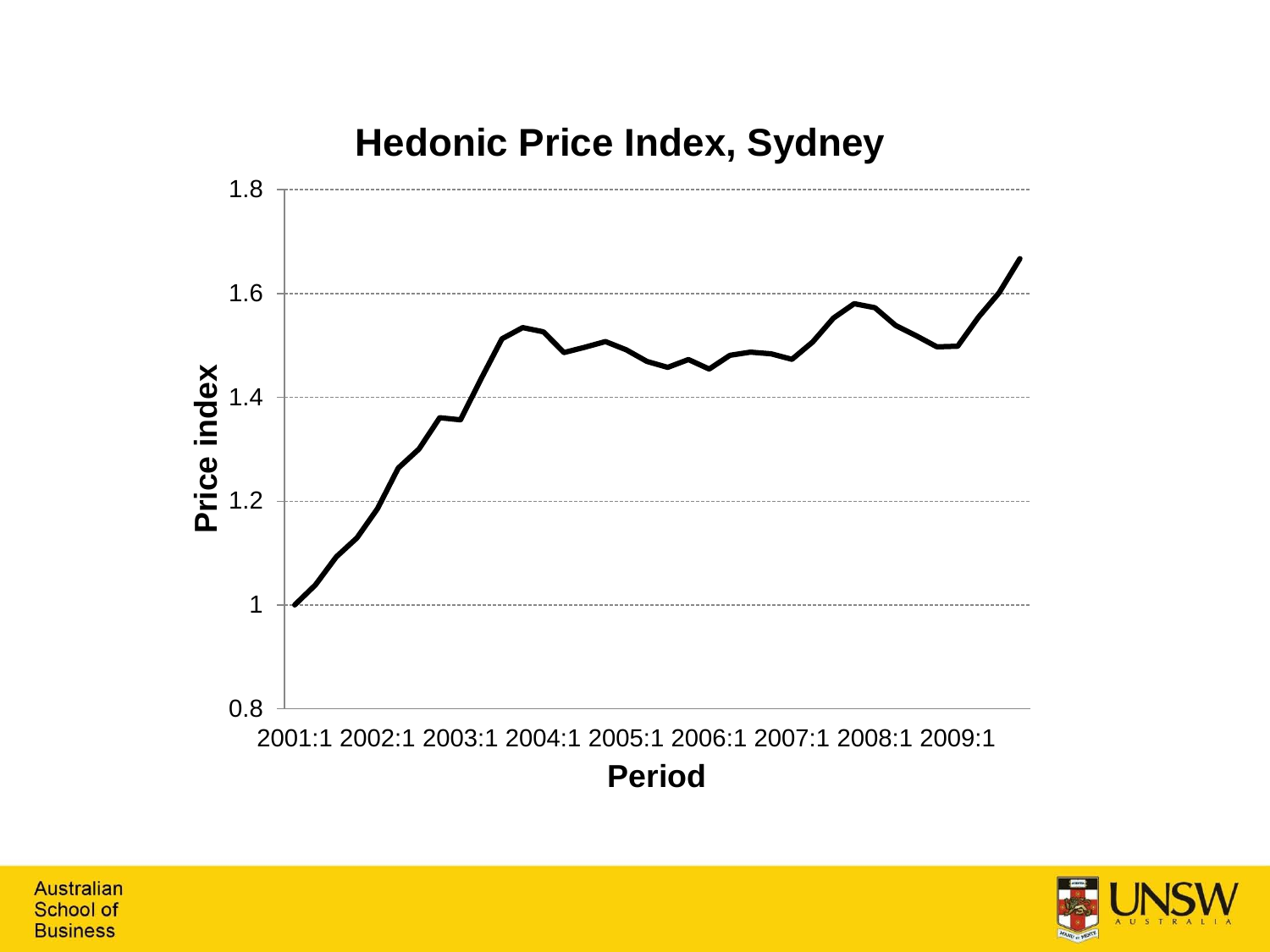## Hedonic Price Index, Sydney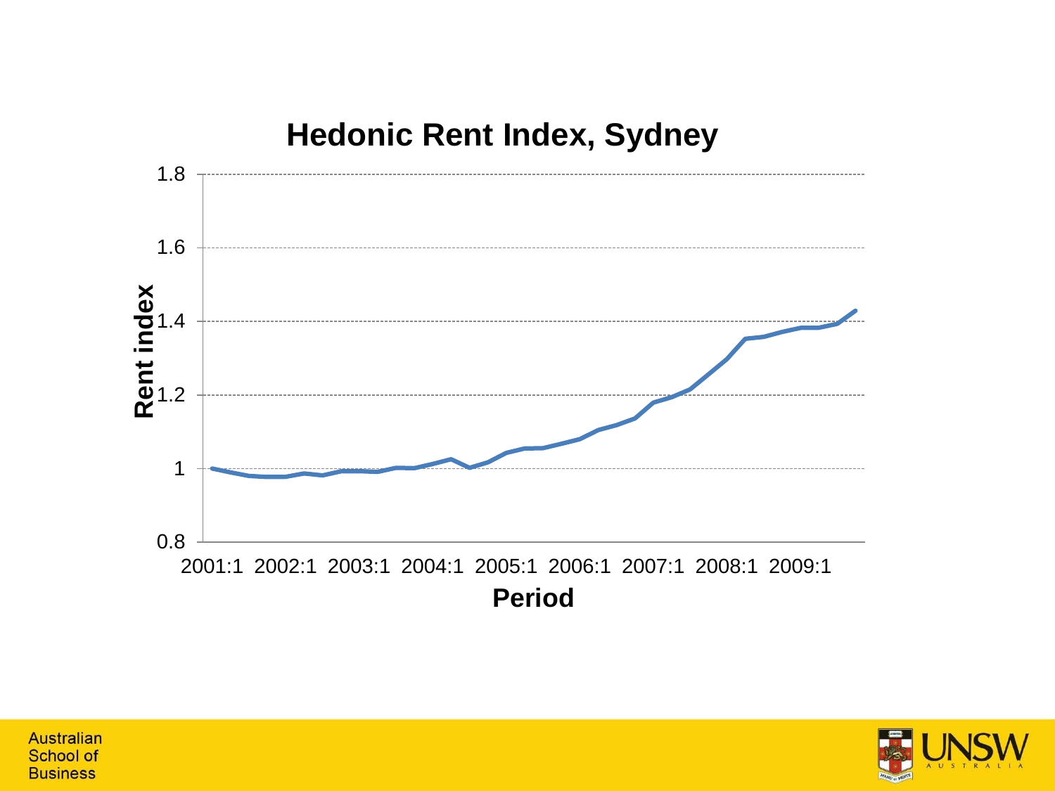# Hedonic Rent Index, Sydney

Rent index: 0.8, 1, 1.2, 1.4, 1.6, 1.8

Period: 2001:1, 2002:1, 2003:1, 2004:1, 2005:1, 2006:1, 2007:1, 2008:1, 2009:1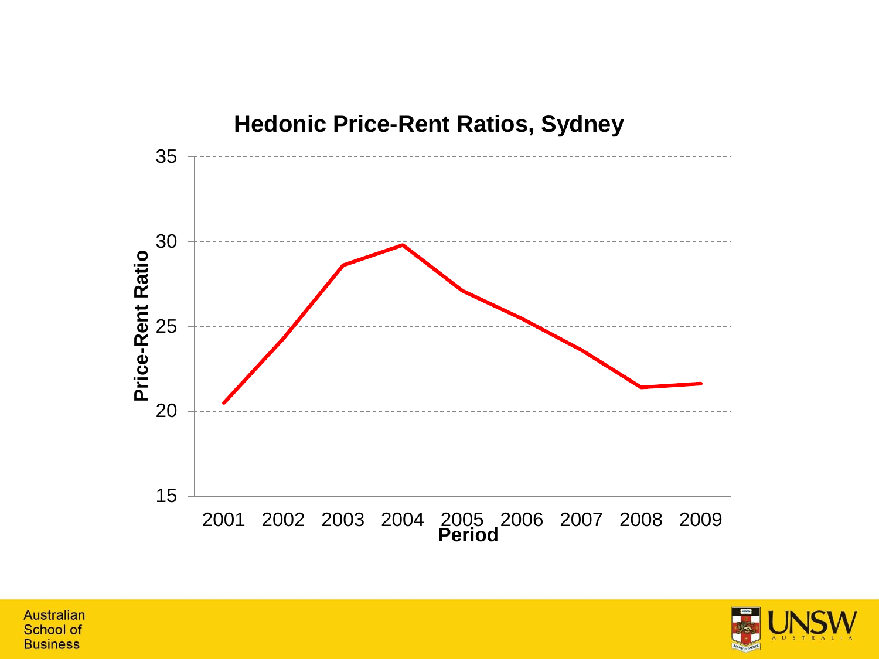## Hedonic Price-Rent Ratios, Sydney

Price-Rent Ratio

35

30

25

20

15

2001 2002 2003 2004 2005 2006 2007 2008 2009

Period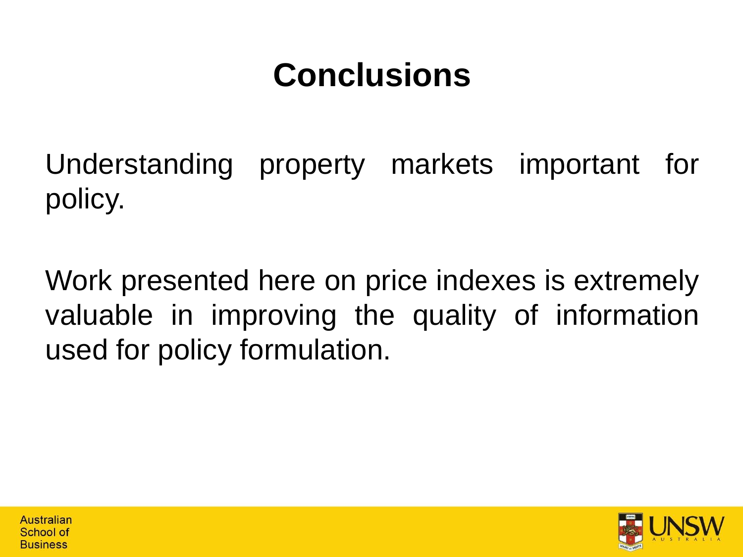# Conclusions

Understanding property markets important for policy.

Work presented here on price indexes is extremely valuable in improving the quality of information used for policy formulation.